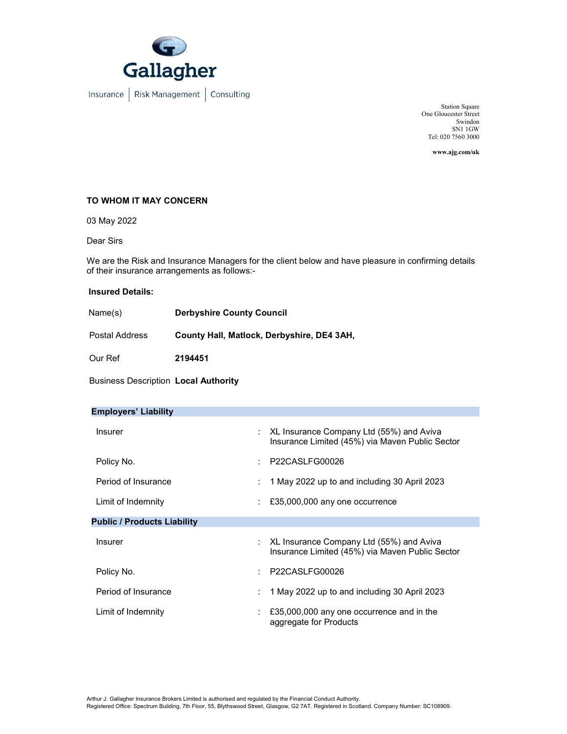Gallagher

Insurance | Risk Management | Consulting

Station Square
One Gloucester Street
Swindon
SN1 1GW
Tel: 020 7560 3000

**www.ajg.com/uk**

**TO WHOM IT MAY CONCERN**

03 May 2022

Dear Sirs

We are the Risk and Insurance Managers for the client below and have pleasure in confirming details of their insurance arrangements as follows:-

**Insured Details:**

| | |
|---|---|
| Name(s) | **Derbyshire County Council** |
| Postal Address | **County Hall, Matlock, Derbyshire, DE4 3AH,** |
| Our Ref | **2194451** |
| Business Description | **Local Authority** |

**Employers' Liability**

| | | |
|---|---|---|
| Insurer | : | XL Insurance Company Ltd (55%) and Aviva Insurance Limited (45%) via Maven Public Sector |
| Policy No. | : | P22CASLFG00026 |
| Period of Insurance | : | 1 May 2022 up to and including 30 April 2023 |
| Limit of Indemnity | : | £35,000,000 any one occurrence |

**Public / Products Liability**

| | | |
|---|---|---|
| Insurer | : | XL Insurance Company Ltd (55%) and Aviva Insurance Limited (45%) via Maven Public Sector |
| Policy No. | : | P22CASLFG00026 |
| Period of Insurance | : | 1 May 2022 up to and including 30 April 2023 |
| Limit of Indemnity | : | £35,000,000 any one occurrence and in the aggregate for Products |

Arthur J. Gallagher Insurance Brokers Limited is authorised and regulated by the Financial Conduct Authority.
Registered Office: Spectrum Building, 7th Floor, 55, Blythswood Street, Glasgow, G2 7AT. Registered in Scotland. Company Number: SC108909.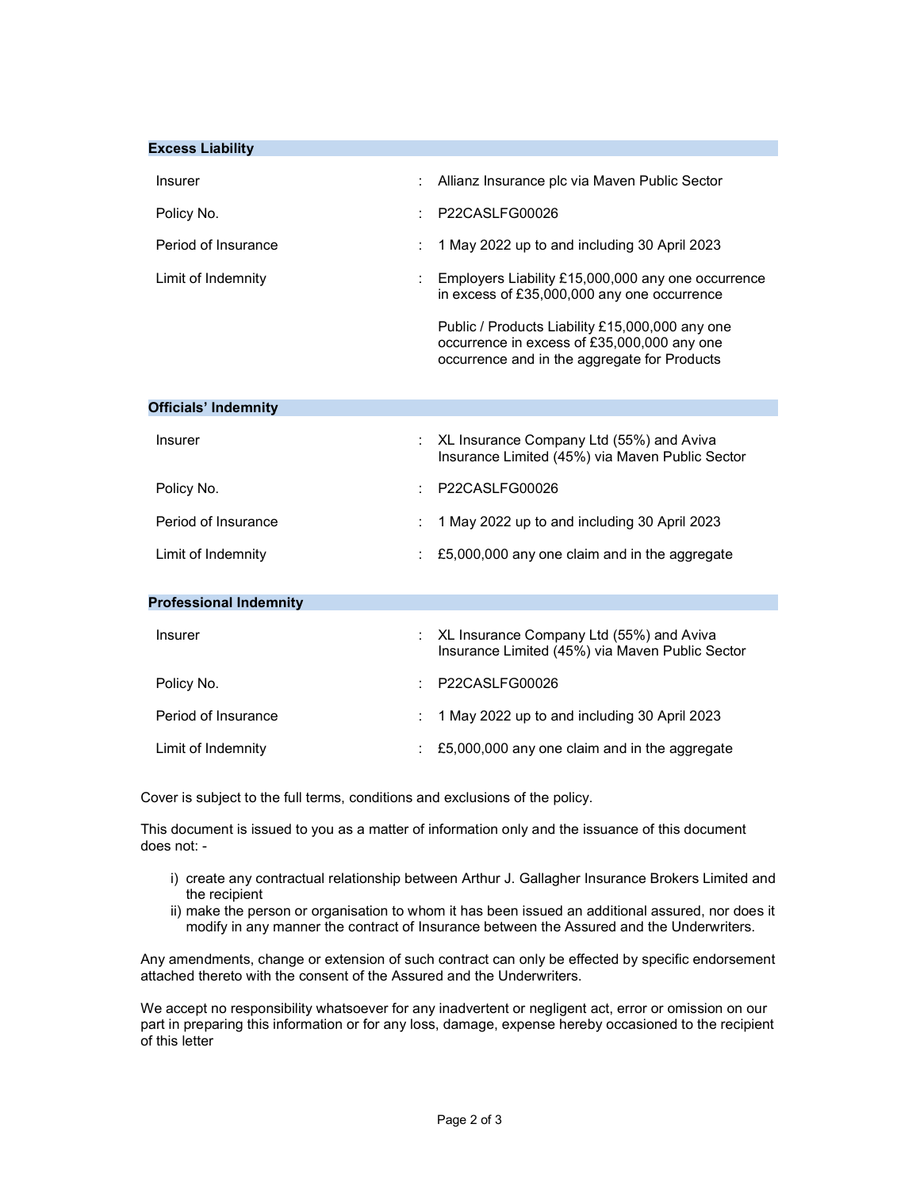## Excess Liability

| | | |
|---|---|---|
| Insurer | : | Allianz Insurance plc via Maven Public Sector |
| Policy No. | : | P22CASLFG00026 |
| Period of Insurance | : | 1 May 2022 up to and including 30 April 2023 |
| Limit of Indemnity | : | Employers Liability £15,000,000 any one occurrence in excess of £35,000,000 any one occurrence<br><br>Public / Products Liability £15,000,000 any one occurrence in excess of £35,000,000 any one occurrence and in the aggregate for Products |

## Officials' Indemnity

| | | |
|---|---|---|
| Insurer | : | XL Insurance Company Ltd (55%) and Aviva Insurance Limited (45%) via Maven Public Sector |
| Policy No. | : | P22CASLFG00026 |
| Period of Insurance | : | 1 May 2022 up to and including 30 April 2023 |
| Limit of Indemnity | : | £5,000,000 any one claim and in the aggregate |

## Professional Indemnity

| | | |
|---|---|---|
| Insurer | : | XL Insurance Company Ltd (55%) and Aviva Insurance Limited (45%) via Maven Public Sector |
| Policy No. | : | P22CASLFG00026 |
| Period of Insurance | : | 1 May 2022 up to and including 30 April 2023 |
| Limit of Indemnity | : | £5,000,000 any one claim and in the aggregate |

Cover is subject to the full terms, conditions and exclusions of the policy.

This document is issued to you as a matter of information only and the issuance of this document does not: -

i) create any contractual relationship between Arthur J. Gallagher Insurance Brokers Limited and the recipient
ii) make the person or organisation to whom it has been issued an additional assured, nor does it modify in any manner the contract of Insurance between the Assured and the Underwriters.

Any amendments, change or extension of such contract can only be effected by specific endorsement attached thereto with the consent of the Assured and the Underwriters.

We accept no responsibility whatsoever for any inadvertent or negligent act, error or omission on our part in preparing this information or for any loss, damage, expense hereby occasioned to the recipient of this letter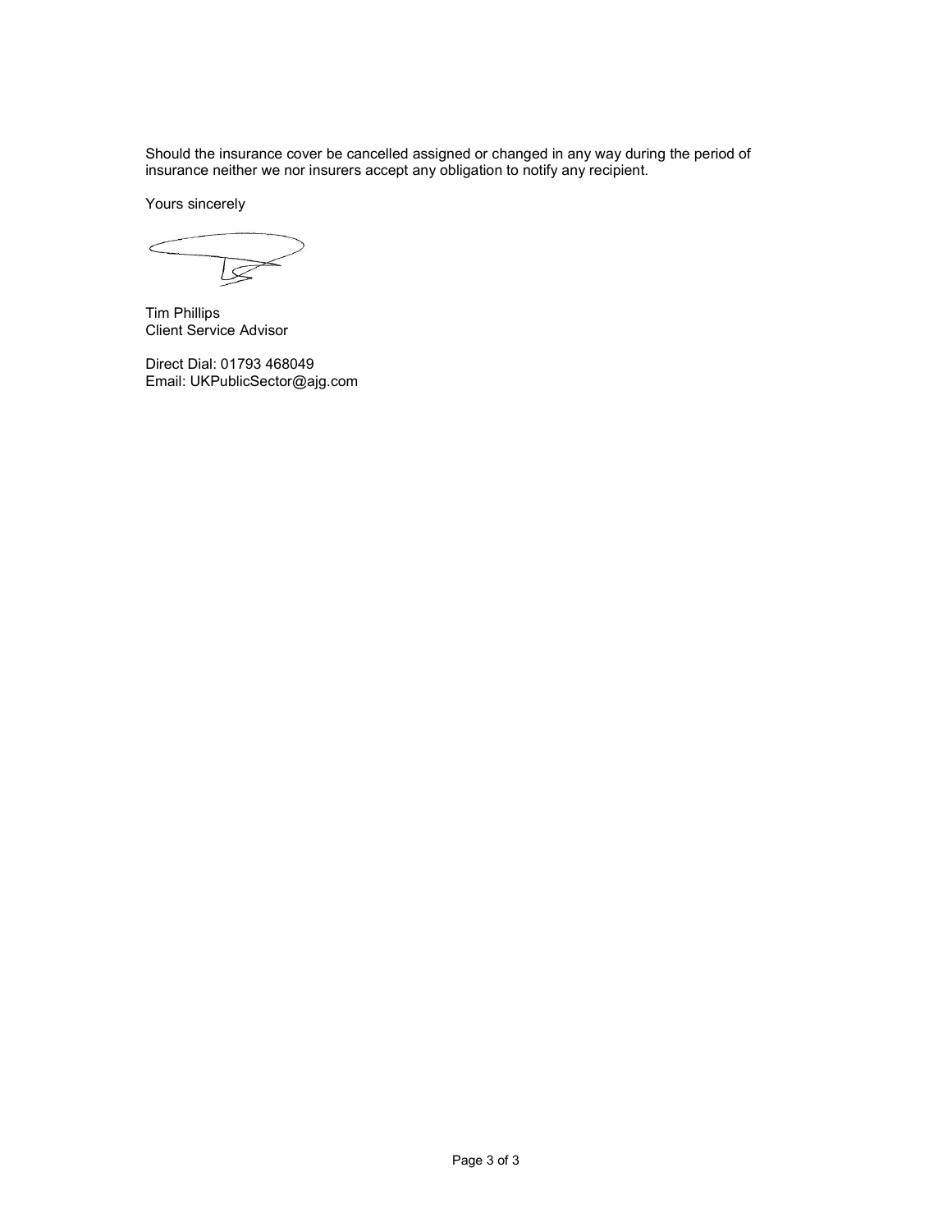Should the insurance cover be cancelled assigned or changed in any way during the period of insurance neither we nor insurers accept any obligation to notify any recipient.

Yours sincerely

Tim Phillips
Client Service Advisor

Direct Dial: 01793 468049
Email: UKPublicSector@ajg.com